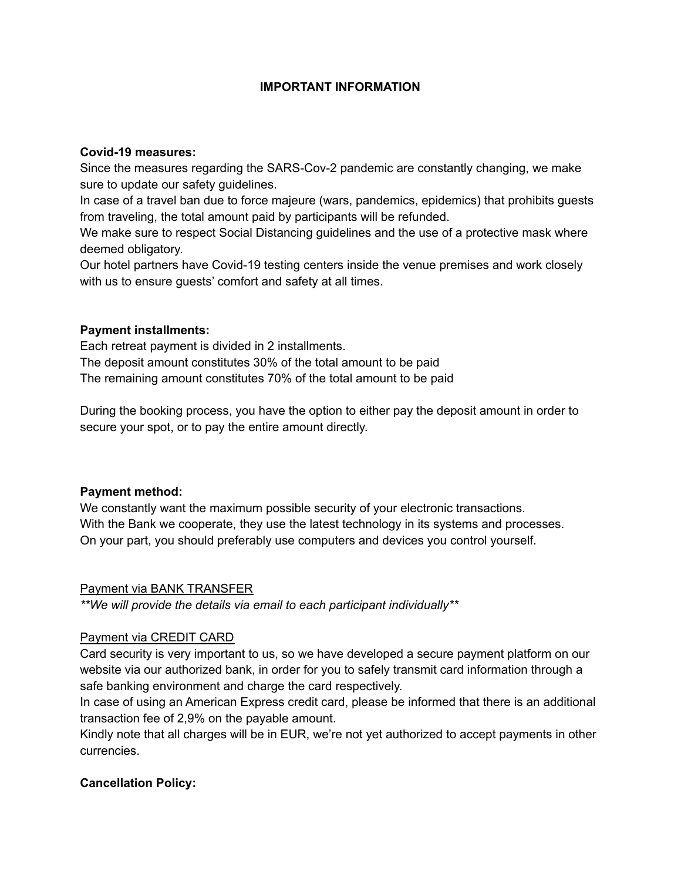# IMPORTANT INFORMATION

**Covid-19 measures:**

Since the measures regarding the SARS-Cov-2 pandemic are constantly changing, we make sure to update our safety guidelines.

In case of a travel ban due to force majeure (wars, pandemics, epidemics) that prohibits guests from traveling, the total amount paid by participants will be refunded.

We make sure to respect Social Distancing guidelines and the use of a protective mask where deemed obligatory.

Our hotel partners have Covid-19 testing centers inside the venue premises and work closely with us to ensure guests' comfort and safety at all times.

**Payment installments:**

Each retreat payment is divided in 2 installments.

The deposit amount constitutes 30% of the total amount to be paid

The remaining amount constitutes 70% of the total amount to be paid

During the booking process, you have the option to either pay the deposit amount in order to secure your spot, or to pay the entire amount directly.

**Payment method:**

We constantly want the maximum possible security of your electronic transactions.

With the Bank we cooperate, they use the latest technology in its systems and processes.

On your part, you should preferably use computers and devices you control yourself.

<u>Payment via BANK TRANSFER</u>

***We will provide the details via email to each participant individually***

<u>Payment via CREDIT CARD</u>

Card security is very important to us, so we have developed a secure payment platform on our website via our authorized bank, in order for you to safely transmit card information through a safe banking environment and charge the card respectively.

In case of using an American Express credit card, please be informed that there is an additional transaction fee of 2,9% on the payable amount.

Kindly note that all charges will be in EUR, we're not yet authorized to accept payments in other currencies.

**Cancellation Policy:**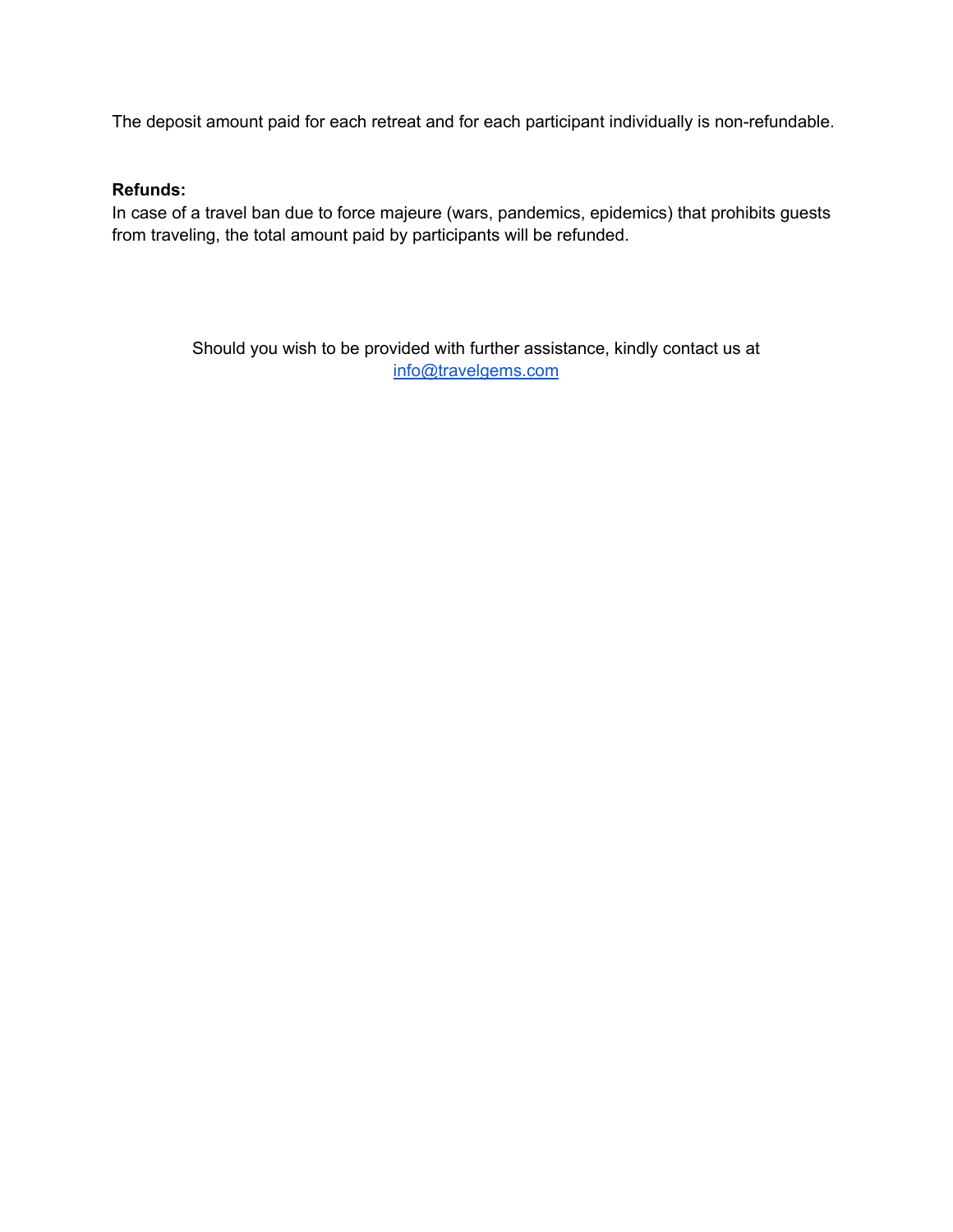The deposit amount paid for each retreat and for each participant individually is non-refundable.

**Refunds:**
In case of a travel ban due to force majeure (wars, pandemics, epidemics) that prohibits guests from traveling, the total amount paid by participants will be refunded.

Should you wish to be provided with further assistance, kindly contact us at info@travelgems.com